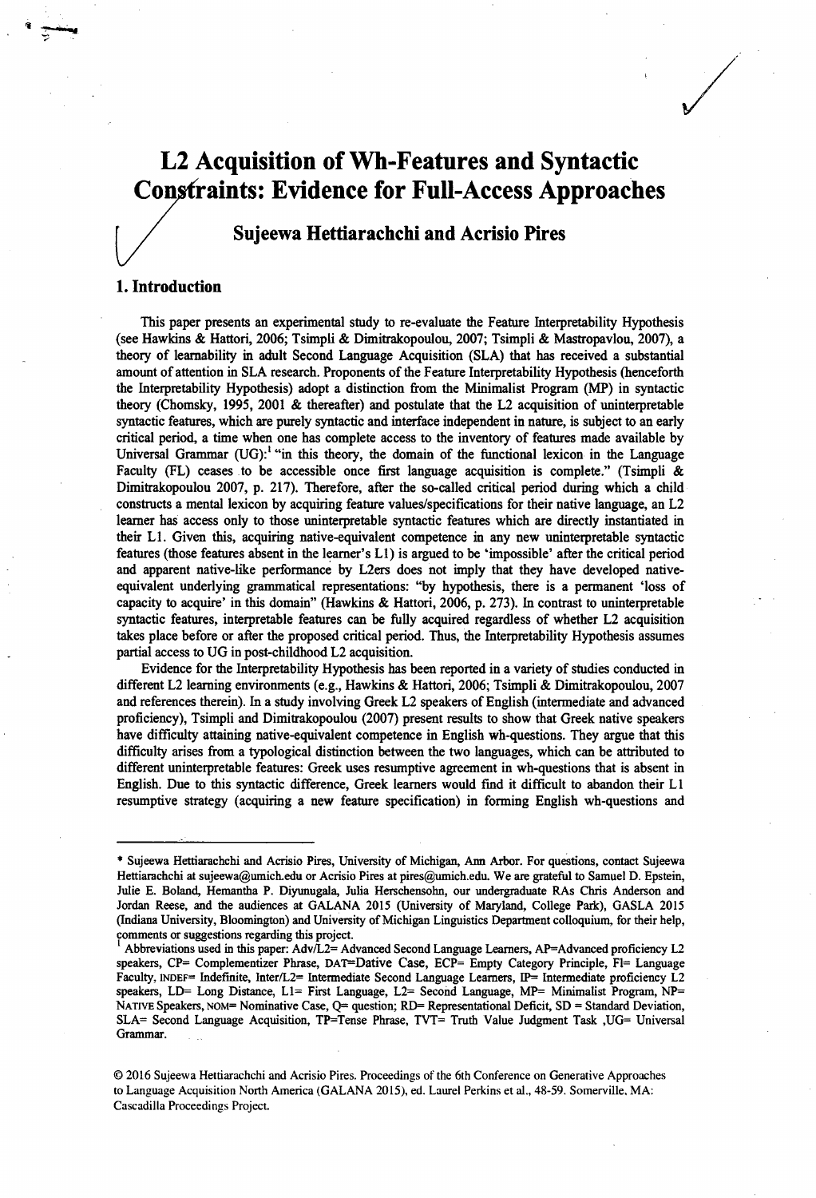# L2 Acquisition of Wh-Features and Syntactic Constraints: Evidence for Full-Access Approaches

### Sujeewa Hettiarachchi and Acrisio Pires

## 1. Introduction

This paper presents an experimental study to re-evaluate the Feature Interpretability Hypothesis (see Hawkins & Hattori, 2006; Tsimpli & Dimitrakopoulou, 2007; Tsimpli & Mastropavlou, 2007), a theory of learnability in adult Second Language Acquisition (SLA) that has received a substantial amount of attention in SLA research. Proponents of the Feature Interpretability Hypothesis (henceforth the Interpretability Hypothesis) adopt a distinction from the Minimalist Program (MP) in syntactic theory (Chomsky, 1995, 2001 & thereafter) and postulate that the L2 acquisition of uninterpretable syntactic features, which are purely syntactic and interface independent in nature, is subject to an early critical period, a time when one has complete access to the inventory of features made available by Universal Grammar (UG):[1] "in this theory, the domain of the functional lexicon in the Language Faculty (FL) ceases to be accessible once first language acquisition is complete." (Tsimpli & Dimitrakopoulou 2007, p. 217). Therefore, after the so-called critical period during which a child constructs a mental lexicon by acquiring feature values/specifications for their native language, an L2 learner has access only to those uninterpretable syntactic features which are directly instantiated in their L1. Given this, acquiring native-equivalent competence in any new uninterpretable syntactic features (those features absent in the learner's L1) is argued to be 'impossible' after the critical period and apparent native-like performance by L2ers does not imply that they have developed native-equivalent underlying grammatical representations: "by hypothesis, there is a permanent 'loss of capacity to acquire' in this domain" (Hawkins & Hattori, 2006, p. 273). In contrast to uninterpretable syntactic features, interpretable features can be fully acquired regardless of whether L2 acquisition takes place before or after the proposed critical period. Thus, the Interpretability Hypothesis assumes partial access to UG in post-childhood L2 acquisition.

Evidence for the Interpretability Hypothesis has been reported in a variety of studies conducted in different L2 learning environments (e.g., Hawkins & Hattori, 2006; Tsimpli & Dimitrakopoulou, 2007 and references therein). In a study involving Greek L2 speakers of English (intermediate and advanced proficiency), Tsimpli and Dimitrakopoulou (2007) present results to show that Greek native speakers have difficulty attaining native-equivalent competence in English wh-questions. They argue that this difficulty arises from a typological distinction between the two languages, which can be attributed to different uninterpretable features: Greek uses resumptive agreement in wh-questions that is absent in English. Due to this syntactic difference, Greek learners would find it difficult to abandon their L1 resumptive strategy (acquiring a new feature specification) in forming English wh-questions and

---

\* Sujeewa Hettiarachchi and Acrisio Pires, University of Michigan, Ann Arbor. For questions, contact Sujeewa Hettiarachchi at sujeewa@umich.edu or Acrisio Pires at pires@umich.edu. We are grateful to Samuel D. Epstein, Julie E. Boland, Hemantha P. Diyunugala, Julia Herschensohn, our undergraduate RAs Chris Anderson and Jordan Reese, and the audiences at GALANA 2015 (University of Maryland, College Park), GASLA 2015 (Indiana University, Bloomington) and University of Michigan Linguistics Department colloquium, for their help, comments or suggestions regarding this project.

[1] Abbreviations used in this paper: Adv/L2= Advanced Second Language Learners, AP=Advanced proficiency L2 speakers, CP= Complementizer Phrase, DAT=Dative Case, ECP= Empty Category Principle, Fl= Language Faculty, INDEF= Indefinite, Inter/L2= Intermediate Second Language Learners, IP= Intermediate proficiency L2 speakers, LD= Long Distance, L1= First Language, L2= Second Language, MP= Minimalist Program, NP= NATIVE Speakers, NOM= Nominative Case, Q= question; RD= Representational Deficit, SD = Standard Deviation, SLA= Second Language Acquisition, TP=Tense Phrase, TVT= Truth Value Judgment Task ,UG= Universal Grammar.

© 2016 Sujeewa Hettiarachchi and Acrisio Pires. Proceedings of the 6th Conference on Generative Approaches to Language Acquisition North America (GALANA 2015), ed. Laurel Perkins et al., 48-59. Somerville, MA: Cascadilla Proceedings Project.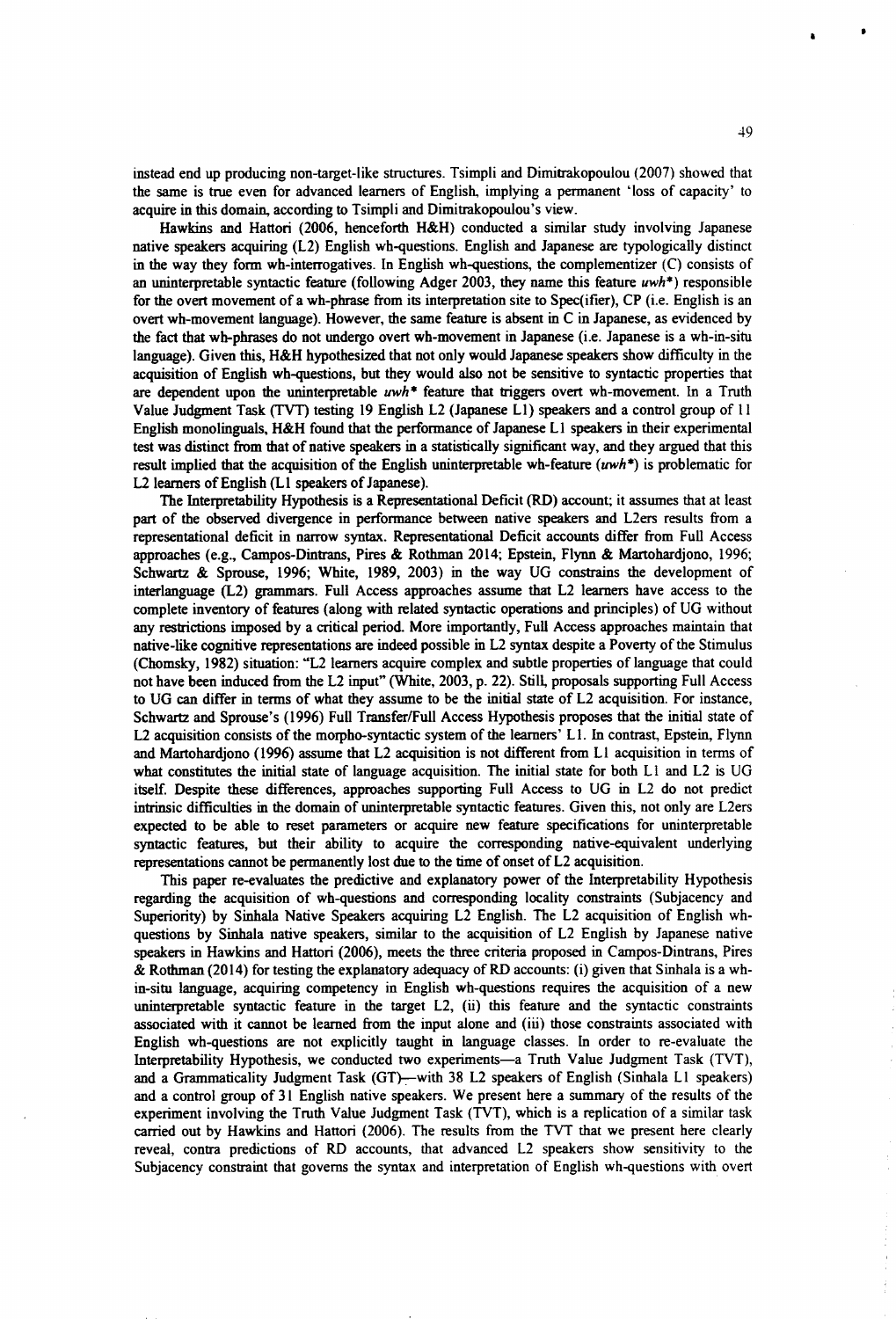instead end up producing non-target-like structures. Tsimpli and Dimitrakopoulou (2007) showed that the same is true even for advanced learners of English, implying a permanent 'loss of capacity' to acquire in this domain, according to Tsimpli and Dimitrakopoulou's view.

Hawkins and Hattori (2006, henceforth H&H) conducted a similar study involving Japanese native speakers acquiring (L2) English wh-questions. English and Japanese are typologically distinct in the way they form wh-interrogatives. In English wh-questions, the complementizer (C) consists of an uninterpretable syntactic feature (following Adger 2003, they name this feature *uwh\**) responsible for the overt movement of a wh-phrase from its interpretation site to Spec(ifier), CP (i.e. English is an overt wh-movement language). However, the same feature is absent in C in Japanese, as evidenced by the fact that wh-phrases do not undergo overt wh-movement in Japanese (i.e. Japanese is a wh-in-situ language). Given this, H&H hypothesized that not only would Japanese speakers show difficulty in the acquisition of English wh-questions, but they would also not be sensitive to syntactic properties that are dependent upon the uninterpretable *uwh\** feature that triggers overt wh-movement. In a Truth Value Judgment Task (TVT) testing 19 English L2 (Japanese L1) speakers and a control group of 11 English monolinguals, H&H found that the performance of Japanese L1 speakers in their experimental test was distinct from that of native speakers in a statistically significant way, and they argued that this result implied that the acquisition of the English uninterpretable wh-feature (*uwh\**) is problematic for L2 learners of English (L1 speakers of Japanese).

The Interpretability Hypothesis is a Representational Deficit (RD) account; it assumes that at least part of the observed divergence in performance between native speakers and L2ers results from a representational deficit in narrow syntax. Representational Deficit accounts differ from Full Access approaches (e.g., Campos-Dintrans, Pires & Rothman 2014; Epstein, Flynn & Martohardjono, 1996; Schwartz & Sprouse, 1996; White, 1989, 2003) in the way UG constrains the development of interlanguage (L2) grammars. Full Access approaches assume that L2 learners have access to the complete inventory of features (along with related syntactic operations and principles) of UG without any restrictions imposed by a critical period. More importantly, Full Access approaches maintain that native-like cognitive representations are indeed possible in L2 syntax despite a Poverty of the Stimulus (Chomsky, 1982) situation: "L2 learners acquire complex and subtle properties of language that could not have been induced from the L2 input" (White, 2003, p. 22). Still, proposals supporting Full Access to UG can differ in terms of what they assume to be the initial state of L2 acquisition. For instance, Schwartz and Sprouse's (1996) Full Transfer/Full Access Hypothesis proposes that the initial state of L2 acquisition consists of the morpho-syntactic system of the learners' L1. In contrast, Epstein, Flynn and Martohardjono (1996) assume that L2 acquisition is not different from L1 acquisition in terms of what constitutes the initial state of language acquisition. The initial state for both L1 and L2 is UG itself. Despite these differences, approaches supporting Full Access to UG in L2 do not predict intrinsic difficulties in the domain of uninterpretable syntactic features. Given this, not only are L2ers expected to be able to reset parameters or acquire new feature specifications for uninterpretable syntactic features, but their ability to acquire the corresponding native-equivalent underlying representations cannot be permanently lost due to the time of onset of L2 acquisition.

This paper re-evaluates the predictive and explanatory power of the Interpretability Hypothesis regarding the acquisition of wh-questions and corresponding locality constraints (Subjacency and Superiority) by Sinhala Native Speakers acquiring L2 English. The L2 acquisition of English wh-questions by Sinhala native speakers, similar to the acquisition of L2 English by Japanese native speakers in Hawkins and Hattori (2006), meets the three criteria proposed in Campos-Dintrans, Pires & Rothman (2014) for testing the explanatory adequacy of RD accounts: (i) given that Sinhala is a wh-in-situ language, acquiring competency in English wh-questions requires the acquisition of a new uninterpretable syntactic feature in the target L2, (ii) this feature and the syntactic constraints associated with it cannot be learned from the input alone and (iii) those constraints associated with English wh-questions are not explicitly taught in language classes. In order to re-evaluate the Interpretability Hypothesis, we conducted two experiments—a Truth Value Judgment Task (TVT), and a Grammaticality Judgment Task (GT)—with 38 L2 speakers of English (Sinhala L1 speakers) and a control group of 31 English native speakers. We present here a summary of the results of the experiment involving the Truth Value Judgment Task (TVT), which is a replication of a similar task carried out by Hawkins and Hattori (2006). The results from the TVT that we present here clearly reveal, contra predictions of RD accounts, that advanced L2 speakers show sensitivity to the Subjacency constraint that governs the syntax and interpretation of English wh-questions with overt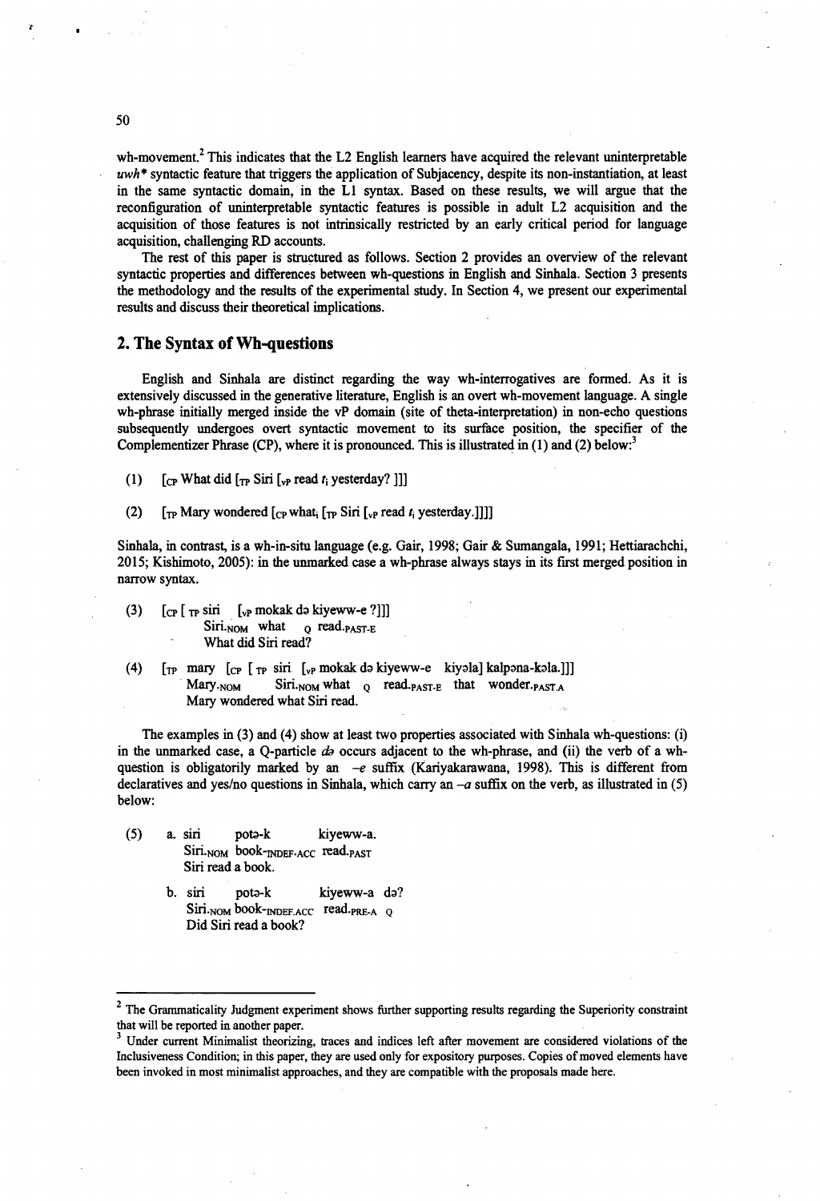wh-movement.[2] This indicates that the L2 English learners have acquired the relevant uninterpretable *uwh** syntactic feature that triggers the application of Subjacency, despite its non-instantiation, at least in the same syntactic domain, in the L1 syntax. Based on these results, we will argue that the reconfiguration of uninterpretable syntactic features is possible in adult L2 acquisition and the acquisition of those features is not intrinsically restricted by an early critical period for language acquisition, challenging RD accounts.

The rest of this paper is structured as follows. Section 2 provides an overview of the relevant syntactic properties and differences between wh-questions in English and Sinhala. Section 3 presents the methodology and the results of the experimental study. In Section 4, we present our experimental results and discuss their theoretical implications.

## 2. The Syntax of Wh-questions

English and Sinhala are distinct regarding the way wh-interrogatives are formed. As it is extensively discussed in the generative literature, English is an overt wh-movement language. A single wh-phrase initially merged inside the vP domain (site of theta-interpretation) in non-echo questions subsequently undergoes overt syntactic movement to its surface position, the specifier of the Complementizer Phrase (CP), where it is pronounced. This is illustrated in (1) and (2) below:[3]

(1) [$_{CP}$ What did [$_{TP}$ Siri [$_{vP}$ read *t*$_i$ yesterday? ]]]

(2) [$_{TP}$ Mary wondered [$_{CP}$ what$_i$ [$_{TP}$ Siri [$_{vP}$ read *t*$_i$ yesterday.]]]]

Sinhala, in contrast, is a wh-in-situ language (e.g. Gair, 1998; Gair & Sumangala, 1991; Hettiarachchi, 2015; Kishimoto, 2005): in the unmarked case a wh-phrase always stays in its first merged position in narrow syntax.

(3) [$_{CP}$ [ $_{TP}$ siri [$_{vP}$ mokak də kiyeww-e ?]]]
  Siri.$_{NOM}$ what $_{Q}$ read.$_{PAST\text{-}E}$
  What did Siri read?

(4) [$_{TP}$ mary [$_{CP}$ [ $_{TP}$ siri [$_{vP}$ mokak də kiyeww-e kiyəla] kalpəna-kəla.]]]
  Mary.$_{NOM}$ Siri.$_{NOM}$ what $_{Q}$ read.$_{PAST\text{-}E}$ that wonder.$_{PAST.A}$
  Mary wondered what Siri read.

The examples in (3) and (4) show at least two properties associated with Sinhala wh-questions: (i) in the unmarked case, a Q-particle *də* occurs adjacent to the wh-phrase, and (ii) the verb of a wh-question is obligatorily marked by an *–e* suffix (Kariyakarawana, 1998). This is different from declaratives and yes/no questions in Sinhala, which carry an *–a* suffix on the verb, as illustrated in (5) below:

(5) a. siri potə-k kiyeww-a.
  Siri.$_{NOM}$ book-$_{INDEF.ACC}$ read.$_{PAST}$
  Siri read a book.

  b. siri potə-k kiyeww-a də?
  Siri.$_{NOM}$ book-$_{INDEF.ACC}$ read.$_{PRE\text{-}A}$ $_{Q}$
  Did Siri read a book?

---

[2] The Grammaticality Judgment experiment shows further supporting results regarding the Superiority constraint that will be reported in another paper.

[3] Under current Minimalist theorizing, traces and indices left after movement are considered violations of the Inclusiveness Condition; in this paper, they are used only for expository purposes. Copies of moved elements have been invoked in most minimalist approaches, and they are compatible with the proposals made here.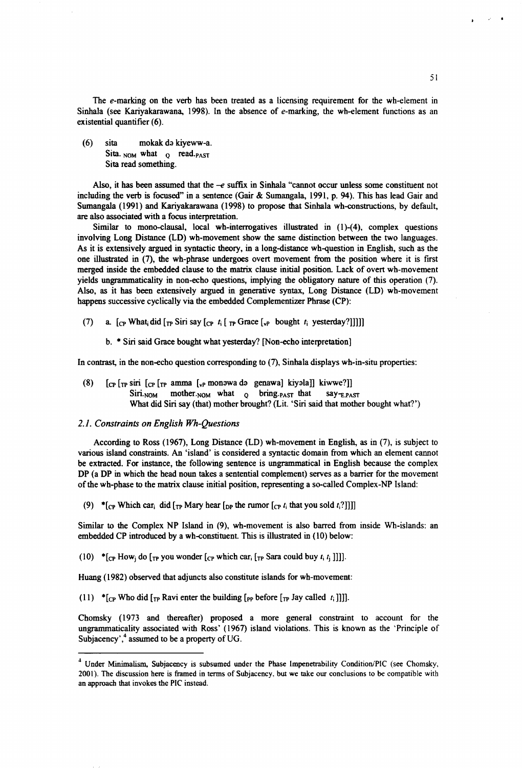The *e*-marking on the verb has been treated as a licensing requirement for the wh-element in Sinhala (see Kariyakarawana, 1998). In the absence of *e*-marking, the wh-element functions as an existential quantifier (6).

(6) sita mokak də kiyeww-a.
    Sita.$_{NOM}$ what $_{Q}$ read.$_{PAST}$
    Sita read something.

Also, it has been assumed that the –*e* suffix in Sinhala "cannot occur unless some constituent not including the verb is focused" in a sentence (Gair & Sumangala, 1991, p. 94). This has lead Gair and Sumangala (1991) and Kariyakarawana (1998) to propose that Sinhala wh-constructions, by default, are also associated with a focus interpretation.

Similar to mono-clausal, local wh-interrogatives illustrated in (1)-(4), complex questions involving Long Distance (LD) wh-movement show the same distinction between the two languages. As it is extensively argued in syntactic theory, in a long-distance wh-question in English, such as the one illustrated in (7), the wh-phrase undergoes overt movement from the position where it is first merged inside the embedded clause to the matrix clause initial position. Lack of overt wh-movement yields ungrammaticality in non-echo questions, implying the obligatory nature of this operation (7). Also, as it has been extensively argued in generative syntax, Long Distance (LD) wh-movement happens successive cyclically via the embedded Complementizer Phrase (CP):

(7) a. [$_{CP}$ What$_i$ did [$_{TP}$ Siri say [$_{CP}$ $t_i$ [ $_{TP}$ Grace [$_{vP}$ bought $t_i$ yesterday?]]]]]

b. * Siri said Grace bought what yesterday? [Non-echo interpretation]

In contrast, in the non-echo question corresponding to (7), Sinhala displays wh-in-situ properties:

(8) [$_{CP}$ [$_{TP}$ siri [$_{CP}$ [$_{TP}$ amma [$_{vP}$ monəwa də genawa] kiyəla]] kiwwe?]]
    Siri.$_{NOM}$ mother.$_{NOM}$ what $_{Q}$ bring.$_{PAST}$ that say-$_{E.PAST}$
    What did Siri say (that) mother brought? (Lit. 'Siri said that mother bought what?')

### *2.1. Constraints on English Wh-Questions*

According to Ross (1967), Long Distance (LD) wh-movement in English, as in (7), is subject to various island constraints. An 'island' is considered a syntactic domain from which an element cannot be extracted. For instance, the following sentence is ungrammatical in English because the complex DP (a DP in which the head noun takes a sentential complement) serves as a barrier for the movement of the wh-phase to the matrix clause initial position, representing a so-called Complex-NP Island:

(9) *[$_{CP}$ Which car$_i$ did [$_{TP}$ Mary hear [$_{DP}$ the rumor [$_{CP}$ $t_i$ that you sold $t_i$?]]]]

Similar to the Complex NP Island in (9), wh-movement is also barred from inside Wh-islands: an embedded CP introduced by a wh-constituent. This is illustrated in (10) below:

(10) *[$_{CP}$ How$_j$ do [$_{TP}$ you wonder [$_{CP}$ which car$_i$ [$_{TP}$ Sara could buy $t_i$ $t_j$ ]]]].

Huang (1982) observed that adjuncts also constitute islands for wh-movement:

(11) *[$_{CP}$ Who did [$_{TP}$ Ravi enter the building [$_{PP}$ before [$_{TP}$ Jay called $t_i$ ]]]].

Chomsky (1973 and thereafter) proposed a more general constraint to account for the ungrammaticality associated with Ross' (1967) island violations. This is known as the 'Principle of Subjacency',[4] assumed to be a property of UG.

---

[4] Under Minimalism, Subjacency is subsumed under the Phase Impenetrability Condition/PIC (see Chomsky, 2001). The discussion here is framed in terms of Subjacency, but we take our conclusions to be compatible with an approach that invokes the PIC instead.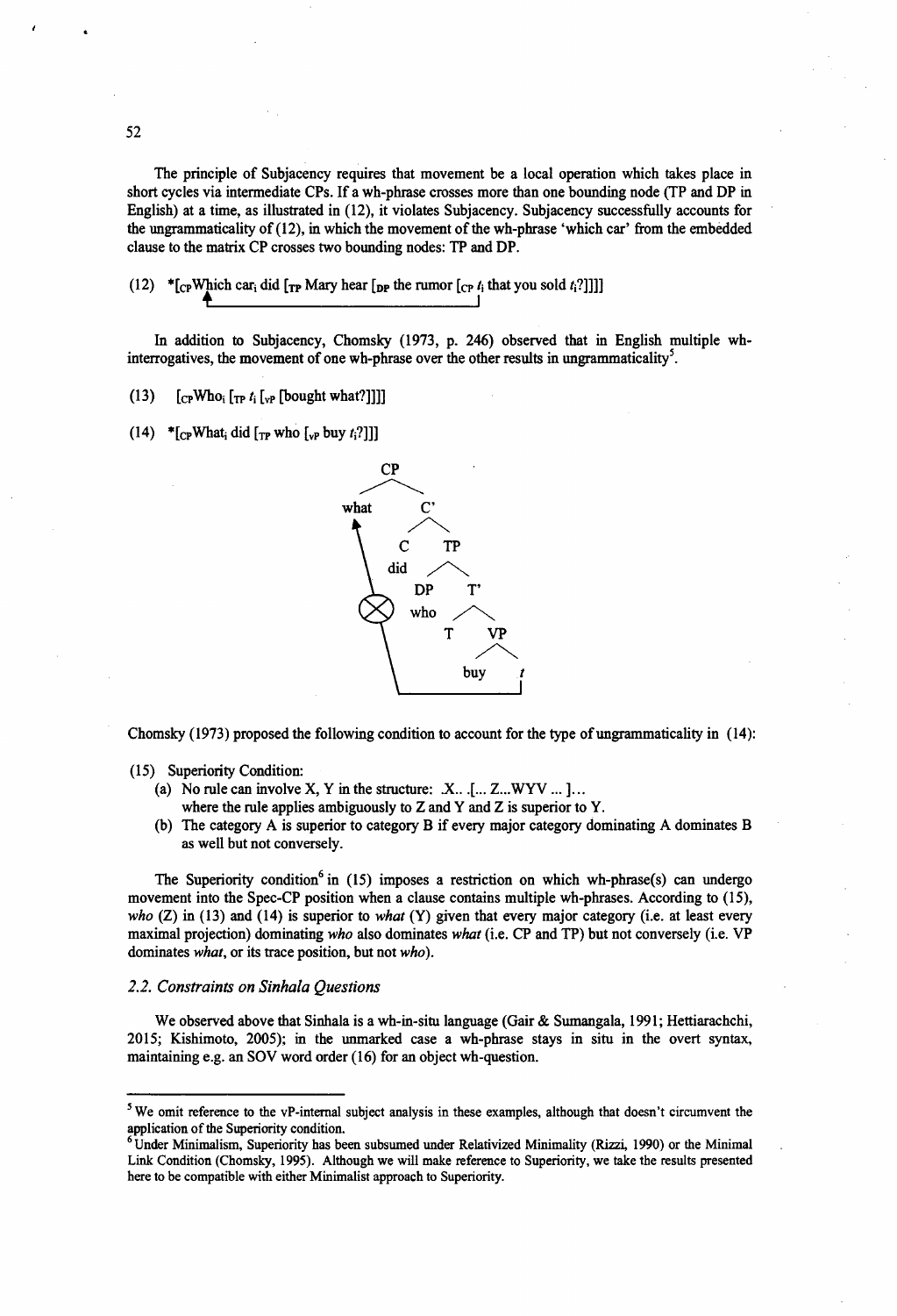The principle of Subjacency requires that movement be a local operation which takes place in short cycles via intermediate CPs. If a wh-phrase crosses more than one bounding node (TP and DP in English) at a time, as illustrated in (12), it violates Subjacency. Subjacency successfully accounts for the ungrammaticality of (12), in which the movement of the wh-phrase 'which car' from the embedded clause to the matrix CP crosses two bounding nodes: TP and DP.

(12) *[$_{CP}$ Which car$_i$ did [$_{TP}$ Mary hear [$_{DP}$ the rumor [$_{CP}$ $t_i$ that you sold $t_i$?]]]]

In addition to Subjacency, Chomsky (1973, p. 246) observed that in English multiple wh-interrogatives, the movement of one wh-phrase over the other results in ungrammaticality[5].

(13) [$_{CP}$ Who$_i$ [$_{TP}$ $t_i$ [$_{VP}$ [bought what?]]]]

(14) *[$_{CP}$ What$_i$ did [$_{TP}$ who [$_{VP}$ buy $t_i$?]]]

```
CP
├── what
└── C'
    ├── C (did)
    └── TP
        ├── DP (who)
        └── T'
            ├── T
            └── VP
                ├── buy
                └── t
```

Chomsky (1973) proposed the following condition to account for the type of ungrammaticality in (14):

(15) Superiority Condition:
  (a) No rule can involve X, Y in the structure: .X.. .[... Z...WYV ... ]...
  where the rule applies ambiguously to Z and Y and Z is superior to Y.
  (b) The category A is superior to category B if every major category dominating A dominates B as well but not conversely.

The Superiority condition[6] in (15) imposes a restriction on which wh-phrase(s) can undergo movement into the Spec-CP position when a clause contains multiple wh-phrases. According to (15), *who* (Z) in (13) and (14) is superior to *what* (Y) given that every major category (i.e. at least every maximal projection) dominating *who* also dominates *what* (i.e. CP and TP) but not conversely (i.e. VP dominates *what*, or its trace position, but not *who*).

### 2.2. Constraints on Sinhala Questions

We observed above that Sinhala is a wh-in-situ language (Gair & Sumangala, 1991; Hettiarachchi, 2015; Kishimoto, 2005); in the unmarked case a wh-phrase stays in situ in the overt syntax, maintaining e.g. an SOV word order (16) for an object wh-question.

---

[5] We omit reference to the vP-internal subject analysis in these examples, although that doesn't circumvent the application of the Superiority condition.

[6] Under Minimalism, Superiority has been subsumed under Relativized Minimality (Rizzi, 1990) or the Minimal Link Condition (Chomsky, 1995). Although we will make reference to Superiority, we take the results presented here to be compatible with either Minimalist approach to Superiority.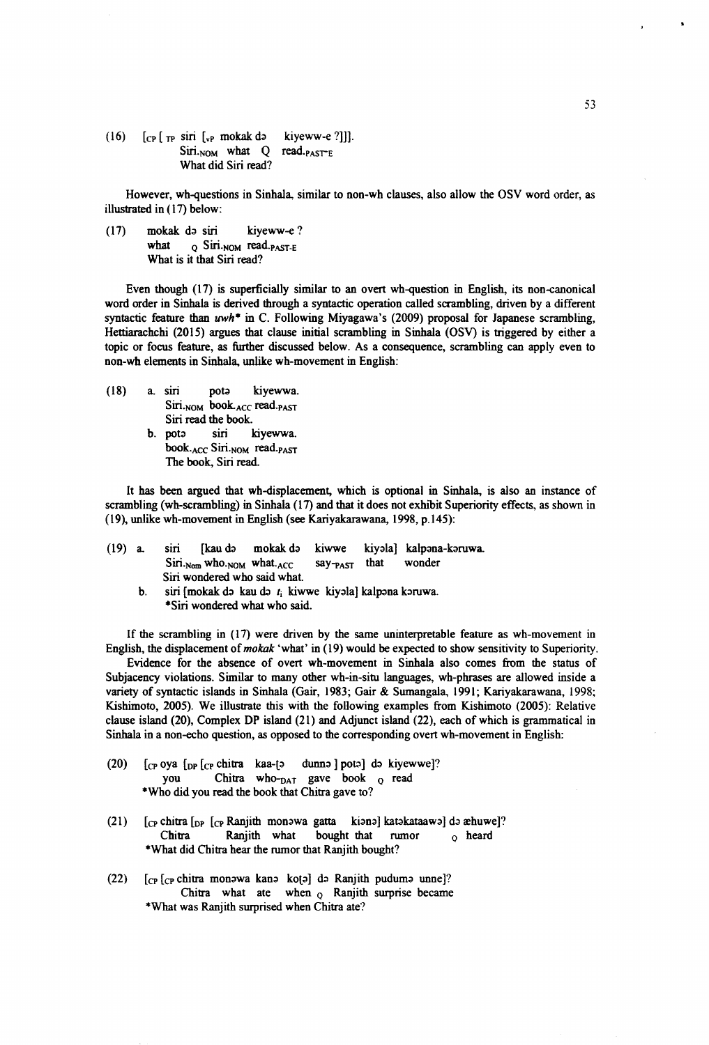(16) [$_{CP}$ [ $_{TP}$ siri [$_{vP}$ mokak də kiyeww-e ?]]].
     Siri.$_{NOM}$ what Q read.$_{PAST\text{-}E}$
     What did Siri read?

However, wh-questions in Sinhala, similar to non-wh clauses, also allow the OSV word order, as illustrated in (17) below:

(17) mokak də siri kiyeww-e ?
     what $_{Q}$ Siri.$_{NOM}$ read.$_{PAST\text{-}E}$
     What is it that Siri read?

Even though (17) is superficially similar to an overt wh-question in English, its non-canonical word order in Sinhala is derived through a syntactic operation called scrambling, driven by a different syntactic feature than *uwh** in C. Following Miyagawa's (2009) proposal for Japanese scrambling, Hettiarachchi (2015) argues that clause initial scrambling in Sinhala (OSV) is triggered by either a topic or focus feature, as further discussed below. As a consequence, scrambling can apply even to non-wh elements in Sinhala, unlike wh-movement in English:

(18) a. siri potə kiyewwa.
        Siri.$_{NOM}$ book.$_{ACC}$ read.$_{PAST}$
        Siri read the book.
     b. potə siri kiyewwa.
        book.$_{ACC}$ Siri.$_{NOM}$ read.$_{PAST}$
        The book, Siri read.

It has been argued that wh-displacement, which is optional in Sinhala, is also an instance of scrambling (wh-scrambling) in Sinhala (17) and that it does not exhibit Superiority effects, as shown in (19), unlike wh-movement in English (see Kariyakarawana, 1998, p.145):

(19) a. siri [kau də mokak də kiwwe kiyəla] kalpəna-kəruwa.
        Siri.$_{Nom}$ who.$_{NOM}$ what.$_{ACC}$ say-$_{PAST}$ that wonder
        Siri wondered who said what.
     b. siri [mokak də kau də $t_i$ kiwwe kiyəla] kalpəna kəruwa.
        *Siri wondered what who said.

If the scrambling in (17) were driven by the same uninterpretable feature as wh-movement in English, the displacement of *mokak* 'what' in (19) would be expected to show sensitivity to Superiority.

Evidence for the absence of overt wh-movement in Sinhala also comes from the status of Subjacency violations. Similar to many other wh-in-situ languages, wh-phrases are allowed inside a variety of syntactic islands in Sinhala (Gair, 1983; Gair & Sumangala, 1991; Kariyakarawana, 1998; Kishimoto, 2005). We illustrate this with the following examples from Kishimoto (2005): Relative clause island (20), Complex DP island (21) and Adjunct island (22), each of which is grammatical in Sinhala in a non-echo question, as opposed to the corresponding overt wh-movement in English:

(20) [$_{CP}$ oya [$_{DP}$ [$_{CP}$ chitra kaa-ṭə dunnə ] potə] də kiyewwe]?
     you Chitra who-$_{DAT}$ gave book $_{Q}$ read
     *Who did you read the book that Chitra gave to?

(21) [$_{CP}$ chitra [$_{DP}$ [$_{CP}$ Ranjith monəwa gatta kiənə] katəkataawə] də æhuwe]?
     Chitra Ranjith what bought that rumor $_{Q}$ heard
     *What did Chitra hear the rumor that Ranjith bought?

(22) [$_{CP}$ [$_{CP}$ chitra monəwa kanə koṭə] də Ranjith pudumə unne]?
     Chitra what ate when $_{Q}$ Ranjith surprise became
     *What was Ranjith surprised when Chitra ate?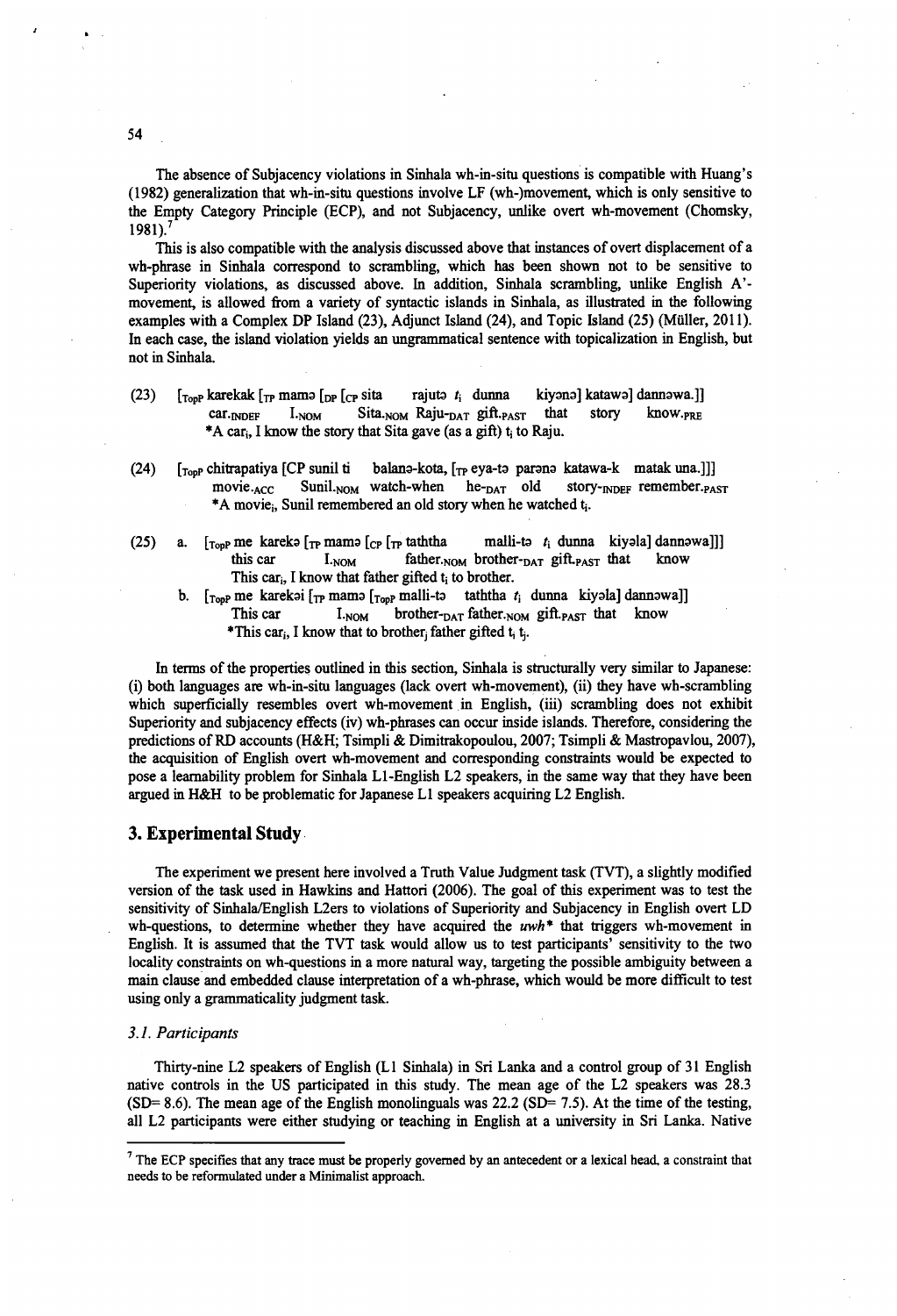The absence of Subjacency violations in Sinhala wh-in-situ questions is compatible with Huang's (1982) generalization that wh-in-situ questions involve LF (wh-)movement, which is only sensitive to the Empty Category Principle (ECP), and not Subjacency, unlike overt wh-movement (Chomsky, 1981).[7]

This is also compatible with the analysis discussed above that instances of overt displacement of a wh-phrase in Sinhala correspond to scrambling, which has been shown not to be sensitive to Superiority violations, as discussed above. In addition, Sinhala scrambling, unlike English A'-movement, is allowed from a variety of syntactic islands in Sinhala, as illustrated in the following examples with a Complex DP Island (23), Adjunct Island (24), and Topic Island (25) (Müller, 2011). In each case, the island violation yields an ungrammatical sentence with topicalization in English, but not in Sinhala.

(23) [$_{TopP}$ karekak [$_{TP}$ mamə [$_{DP}$ [$_{CP}$ sita rajutə $t_i$ dunna kiyənə] katawə] dannəwa.]]
car.$_{INDEF}$ I.$_{NOM}$ Sita.$_{NOM}$ Raju-$_{DAT}$ gift.$_{PAST}$ that story know.$_{PRE}$
*A car$_i$, I know the story that Sita gave (as a gift) $t_i$ to Raju.

(24) [$_{TopP}$ chitrapatiya [CP sunil ti balanə-kota, [$_{TP}$ eya-tə parənə katawa-k matak una.]]]
movie.$_{ACC}$ Sunil.$_{NOM}$ watch-when he-$_{DAT}$ old story-$_{INDEF}$ remember.$_{PAST}$
*A movie$_i$, Sunil remembered an old story when he watched $t_i$.

(25) a. [$_{TopP}$ me karekə [$_{TP}$ mamə [$_{CP}$ [$_{TP}$ taththa malli-tə $t_i$ dunna kiyəla] dannəwa]]]
this car I.$_{NOM}$ father.$_{NOM}$ brother-$_{DAT}$ gift.$_{PAST}$ that know
This car$_i$, I know that father gifted $t_i$ to brother.

b. [$_{TopP}$ me karekəi [$_{TP}$ mamə [$_{TopP}$ malli-tə taththa $t_i$ dunna kiyəla] dannəwa]]
This car I.$_{NOM}$ brother-$_{DAT}$ father.$_{NOM}$ gift.$_{PAST}$ that know
*This car$_i$, I know that to brother$_j$ father gifted $t_i$ $t_j$.

In terms of the properties outlined in this section, Sinhala is structurally very similar to Japanese: (i) both languages are wh-in-situ languages (lack overt wh-movement), (ii) they have wh-scrambling which superficially resembles overt wh-movement in English, (iii) scrambling does not exhibit Superiority and subjacency effects (iv) wh-phrases can occur inside islands. Therefore, considering the predictions of RD accounts (H&H; Tsimpli & Dimitrakopoulou, 2007; Tsimpli & Mastropavlou, 2007), the acquisition of English overt wh-movement and corresponding constraints would be expected to pose a learnability problem for Sinhala L1-English L2 speakers, in the same way that they have been argued in H&H to be problematic for Japanese L1 speakers acquiring L2 English.

## 3. Experimental Study

The experiment we present here involved a Truth Value Judgment task (TVT), a slightly modified version of the task used in Hawkins and Hattori (2006). The goal of this experiment was to test the sensitivity of Sinhala/English L2ers to violations of Superiority and Subjacency in English overt LD wh-questions, to determine whether they have acquired the *uwh** that triggers wh-movement in English. It is assumed that the TVT task would allow us to test participants' sensitivity to the two locality constraints on wh-questions in a more natural way, targeting the possible ambiguity between a main clause and embedded clause interpretation of a wh-phrase, which would be more difficult to test using only a grammaticality judgment task.

### 3.1. Participants

Thirty-nine L2 speakers of English (L1 Sinhala) in Sri Lanka and a control group of 31 English native controls in the US participated in this study. The mean age of the L2 speakers was 28.3 (SD= 8.6). The mean age of the English monolinguals was 22.2 (SD= 7.5). At the time of the testing, all L2 participants were either studying or teaching in English at a university in Sri Lanka. Native

---

[7] The ECP specifies that any trace must be properly governed by an antecedent or a lexical head, a constraint that needs to be reformulated under a Minimalist approach.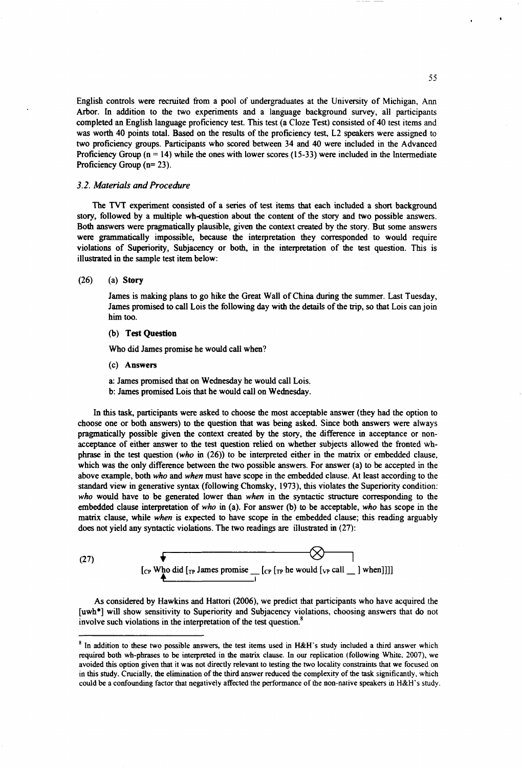English controls were recruited from a pool of undergraduates at the University of Michigan, Ann Arbor. In addition to the two experiments and a language background survey, all participants completed an English language proficiency test. This test (a Cloze Test) consisted of 40 test items and was worth 40 points total. Based on the results of the proficiency test, L2 speakers were assigned to two proficiency groups. Participants who scored between 34 and 40 were included in the Advanced Proficiency Group (n = 14) while the ones with lower scores (15-33) were included in the Intermediate Proficiency Group (n= 23).

### *3.2. Materials and Procedure*

The TVT experiment consisted of a series of test items that each included a short background story, followed by a multiple wh-question about the content of the story and two possible answers. Both answers were pragmatically plausible, given the context created by the story. But some answers were grammatically impossible, because the interpretation they corresponded to would require violations of Superiority, Subjacency or both, in the interpretation of the test question. This is illustrated in the sample test item below:

(26) (a) **Story**

James is making plans to go hike the Great Wall of China during the summer. Last Tuesday, James promised to call Lois the following day with the details of the trip, so that Lois can join him too.

(b) **Test Question**

Who did James promise he would call when?

(c) **Answers**

a: James promised that on Wednesday he would call Lois.
b: James promised Lois that he would call on Wednesday.

In this task, participants were asked to choose the most acceptable answer (they had the option to choose one or both answers) to the question that was being asked. Since both answers were always pragmatically possible given the context created by the story, the difference in acceptance or non-acceptance of either answer to the test question relied on whether subjects allowed the fronted wh-phrase in the test question (*who* in (26)) to be interpreted either in the matrix or embedded clause, which was the only difference between the two possible answers. For answer (a) to be accepted in the above example, both *who* and *when* must have scope in the embedded clause. At least according to the standard view in generative syntax (following Chomsky, 1973), this violates the Superiority condition: *who* would have to be generated lower than *when* in the syntactic structure corresponding to the embedded clause interpretation of *who* in (a). For answer (b) to be acceptable, *who* has scope in the matrix clause, while *when* is expected to have scope in the embedded clause; this reading arguably does not yield any syntactic violations. The two readings are illustrated in (27):

(27) [$_{CP}$ Who did [$_{TP}$ James promise __ [$_{CP}$ [$_{TP}$ he would [$_{VP}$ call __ ] when]]]]

As considered by Hawkins and Hattori (2006), we predict that participants who have acquired the [uwh*] will show sensitivity to Superiority and Subjacency violations, choosing answers that do not involve such violations in the interpretation of the test question.[8]

---

[8] In addition to these two possible answers, the test items used in H&H's study included a third answer which required both wh-phrases to be interpreted in the matrix clause. In our replication (following White, 2007), we avoided this option given that it was not directly relevant to testing the two locality constraints that we focused on in this study. Crucially, the elimination of the third answer reduced the complexity of the task significantly, which could be a confounding factor that negatively affected the performance of the non-native speakers in H&H's study.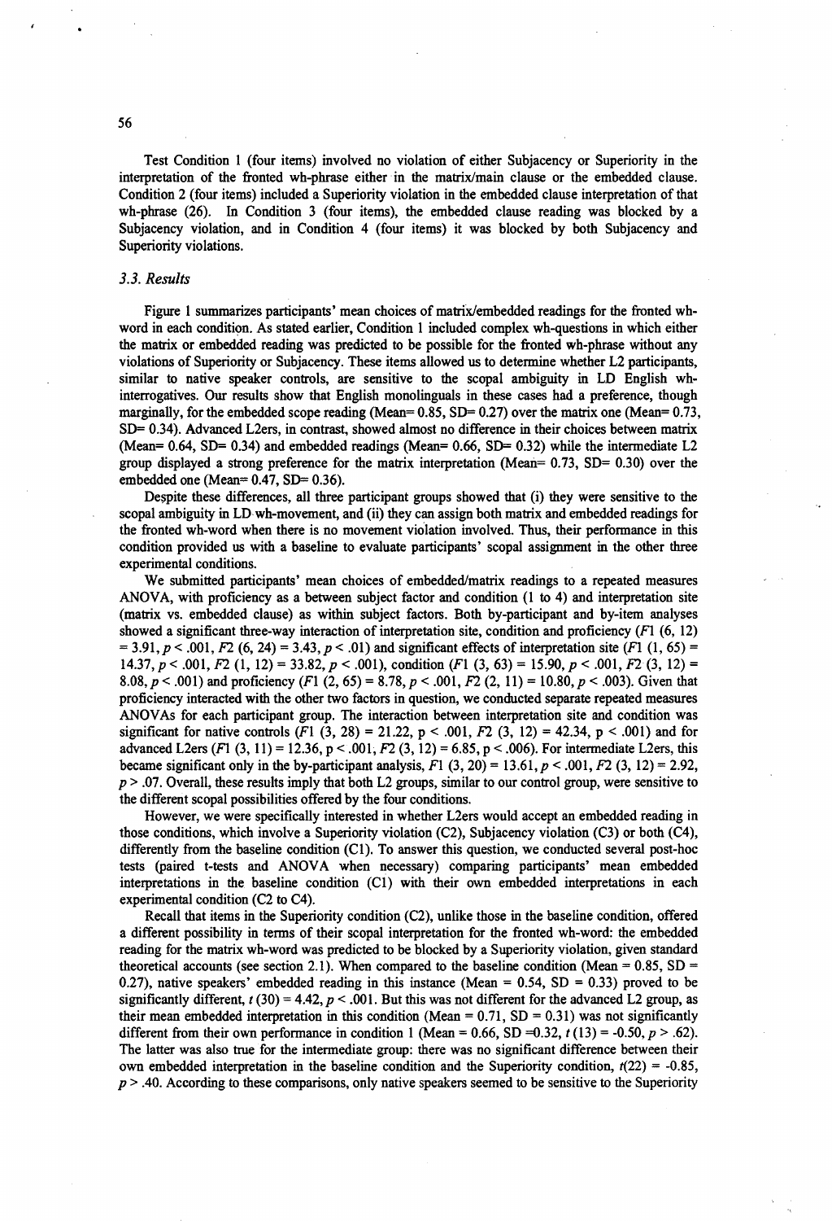Test Condition 1 (four items) involved no violation of either Subjacency or Superiority in the interpretation of the fronted wh-phrase either in the matrix/main clause or the embedded clause. Condition 2 (four items) included a Superiority violation in the embedded clause interpretation of that wh-phrase (26). In Condition 3 (four items), the embedded clause reading was blocked by a Subjacency violation, and in Condition 4 (four items) it was blocked by both Subjacency and Superiority violations.

### 3.3. Results

Figure 1 summarizes participants' mean choices of matrix/embedded readings for the fronted wh-word in each condition. As stated earlier, Condition 1 included complex wh-questions in which either the matrix or embedded reading was predicted to be possible for the fronted wh-phrase without any violations of Superiority or Subjacency. These items allowed us to determine whether L2 participants, similar to native speaker controls, are sensitive to the scopal ambiguity in LD English wh-interrogatives. Our results show that English monolinguals in these cases had a preference, though marginally, for the embedded scope reading (Mean= 0.85, SD= 0.27) over the matrix one (Mean= 0.73, SD= 0.34). Advanced L2ers, in contrast, showed almost no difference in their choices between matrix (Mean= 0.64, SD= 0.34) and embedded readings (Mean= 0.66, SD= 0.32) while the intermediate L2 group displayed a strong preference for the matrix interpretation (Mean= 0.73, SD= 0.30) over the embedded one (Mean= 0.47, SD= 0.36).

Despite these differences, all three participant groups showed that (i) they were sensitive to the scopal ambiguity in LD wh-movement, and (ii) they can assign both matrix and embedded readings for the fronted wh-word when there is no movement violation involved. Thus, their performance in this condition provided us with a baseline to evaluate participants' scopal assignment in the other three experimental conditions.

We submitted participants' mean choices of embedded/matrix readings to a repeated measures ANOVA, with proficiency as a between subject factor and condition (1 to 4) and interpretation site (matrix vs. embedded clause) as within subject factors. Both by-participant and by-item analyses showed a significant three-way interaction of interpretation site, condition and proficiency ($F1$ (6, 12) = 3.91, $p < .001$, $F2$ (6, 24) = 3.43, $p < .01$) and significant effects of interpretation site ($F1$ (1, 65) = 14.37, $p < .001$, $F2$ (1, 12) = 33.82, $p < .001$), condition ($F1$ (3, 63) = 15.90, $p < .001$, $F2$ (3, 12) = 8.08, $p < .001$) and proficiency ($F1$ (2, 65) = 8.78, $p < .001$, $F2$ (2, 11) = 10.80, $p < .003$). Given that proficiency interacted with the other two factors in question, we conducted separate repeated measures ANOVAs for each participant group. The interaction between interpretation site and condition was significant for native controls ($F1$ (3, 28) = 21.22, $p < .001$, $F2$ (3, 12) = 42.34, $p < .001$) and for advanced L2ers ($F1$ (3, 11) = 12.36, $p < .001$, $F2$ (3, 12) = 6.85, $p < .006$). For intermediate L2ers, this became significant only in the by-participant analysis, $F1$ (3, 20) = 13.61, $p < .001$, $F2$ (3, 12) = 2.92, $p > .07$. Overall, these results imply that both L2 groups, similar to our control group, were sensitive to the different scopal possibilities offered by the four conditions.

However, we were specifically interested in whether L2ers would accept an embedded reading in those conditions, which involve a Superiority violation (C2), Subjacency violation (C3) or both (C4), differently from the baseline condition (C1). To answer this question, we conducted several post-hoc tests (paired t-tests and ANOVA when necessary) comparing participants' mean embedded interpretations in the baseline condition (C1) with their own embedded interpretations in each experimental condition (C2 to C4).

Recall that items in the Superiority condition (C2), unlike those in the baseline condition, offered a different possibility in terms of their scopal interpretation for the fronted wh-word: the embedded reading for the matrix wh-word was predicted to be blocked by a Superiority violation, given standard theoretical accounts (see section 2.1). When compared to the baseline condition (Mean = 0.85, SD = 0.27), native speakers' embedded reading in this instance (Mean = 0.54, SD = 0.33) proved to be significantly different, $t$ (30) = 4.42, $p < .001$. But this was not different for the advanced L2 group, as their mean embedded interpretation in this condition (Mean = 0.71, SD = 0.31) was not significantly different from their own performance in condition 1 (Mean = 0.66, SD =0.32, $t$ (13) = -0.50, $p > .62$). The latter was also true for the intermediate group: there was no significant difference between their own embedded interpretation in the baseline condition and the Superiority condition, $t(22)$ = -0.85, $p > .40$. According to these comparisons, only native speakers seemed to be sensitive to the Superiority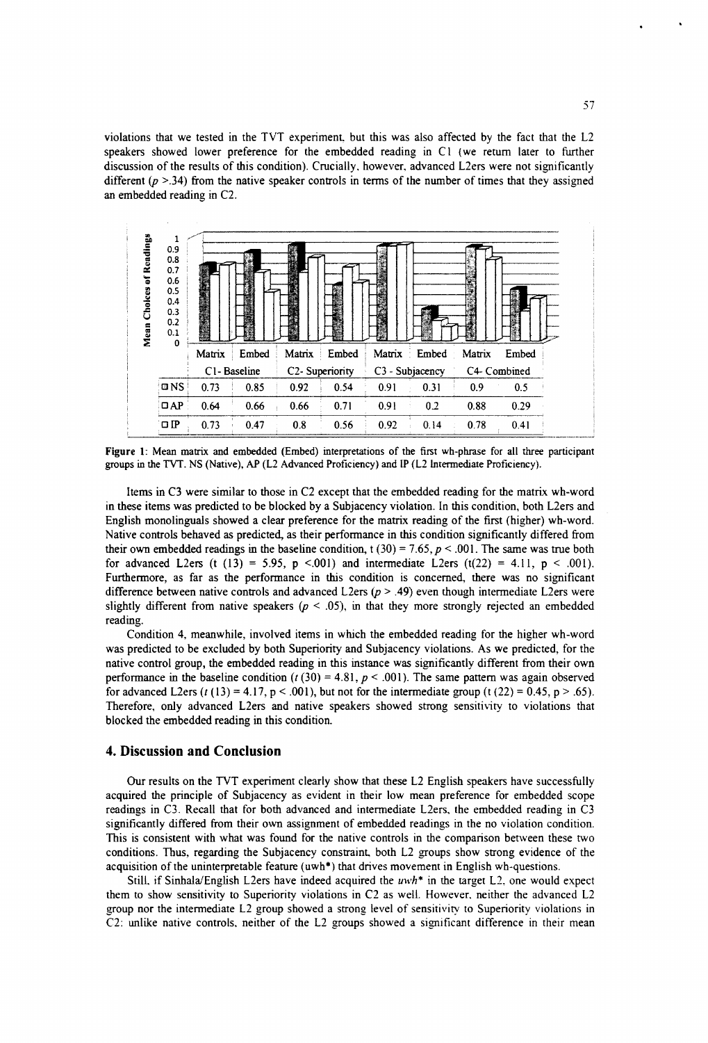violations that we tested in the TVT experiment, but this was also affected by the fact that the L2 speakers showed lower preference for the embedded reading in C1 (we return later to further discussion of the results of this condition). Crucially, however, advanced L2ers were not significantly different ($p > .34$) from the native speaker controls in terms of the number of times that they assigned an embedded reading in C2.

| | C1- Baseline | | C2- Superiority | | C3 - Subjacency | | C4- Combined | |
|---|---|---|---|---|---|---|---|---|
| | Matrix | Embed | Matrix | Embed | Matrix | Embed | Matrix | Embed |
| NS | 0.73 | 0.85 | 0.92 | 0.54 | 0.91 | 0.31 | 0.9 | 0.5 |
| AP | 0.64 | 0.66 | 0.66 | 0.71 | 0.91 | 0.2 | 0.88 | 0.29 |
| IP | 0.73 | 0.47 | 0.8 | 0.56 | 0.92 | 0.14 | 0.78 | 0.41 |

**Figure 1**: Mean matrix and embedded (Embed) interpretations of the first wh-phrase for all three participant groups in the TVT. NS (Native), AP (L2 Advanced Proficiency) and IP (L2 Intermediate Proficiency).

Items in C3 were similar to those in C2 except that the embedded reading for the matrix wh-word in these items was predicted to be blocked by a Subjacency violation. In this condition, both L2ers and English monolinguals showed a clear preference for the matrix reading of the first (higher) wh-word. Native controls behaved as predicted, as their performance in this condition significantly differed from their own embedded readings in the baseline condition, $t(30) = 7.65, p < .001$. The same was true both for advanced L2ers ($t(13) = 5.95, p < .001$) and intermediate L2ers ($t(22) = 4.11, p < .001$). Furthermore, as far as the performance in this condition is concerned, there was no significant difference between native controls and advanced L2ers ($p > .49$) even though intermediate L2ers were slightly different from native speakers ($p < .05$), in that they more strongly rejected an embedded reading.

Condition 4, meanwhile, involved items in which the embedded reading for the higher wh-word was predicted to be excluded by both Superiority and Subjacency violations. As we predicted, for the native control group, the embedded reading in this instance was significantly different from their own performance in the baseline condition ($t(30) = 4.81, p < .001$). The same pattern was again observed for advanced L2ers ($t(13) = 4.17, p < .001$), but not for the intermediate group ($t(22) = 0.45, p > .65$). Therefore, only advanced L2ers and native speakers showed strong sensitivity to violations that blocked the embedded reading in this condition.

## 4. Discussion and Conclusion

Our results on the TVT experiment clearly show that these L2 English speakers have successfully acquired the principle of Subjacency as evident in their low mean preference for embedded scope readings in C3. Recall that for both advanced and intermediate L2ers, the embedded reading in C3 significantly differed from their own assignment of embedded readings in the no violation condition. This is consistent with what was found for the native controls in the comparison between these two conditions. Thus, regarding the Subjacency constraint, both L2 groups show strong evidence of the acquisition of the uninterpretable feature (uwh*) that drives movement in English wh-questions.

Still, if Sinhala/English L2ers have indeed acquired the *uwh** in the target L2, one would expect them to show sensitivity to Superiority violations in C2 as well. However, neither the advanced L2 group nor the intermediate L2 group showed a strong level of sensitivity to Superiority violations in C2: unlike native controls, neither of the L2 groups showed a significant difference in their mean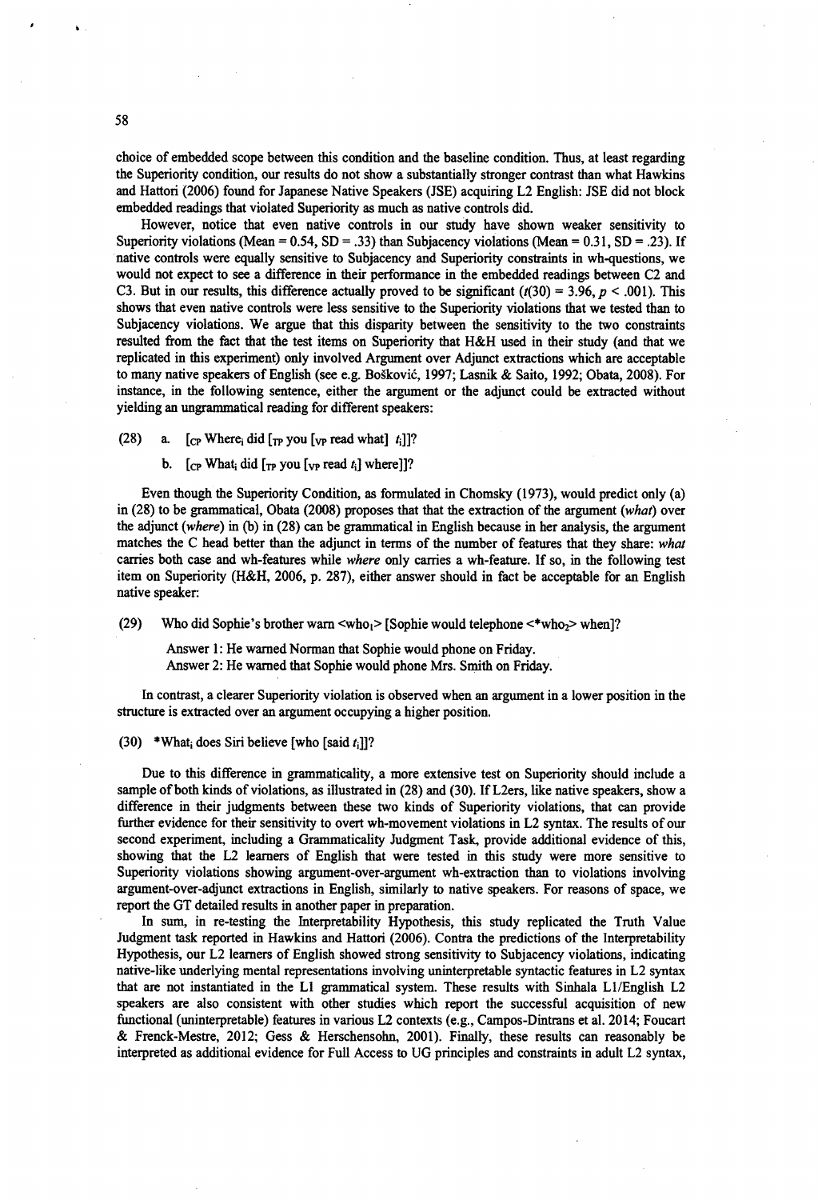choice of embedded scope between this condition and the baseline condition. Thus, at least regarding the Superiority condition, our results do not show a substantially stronger contrast than what Hawkins and Hattori (2006) found for Japanese Native Speakers (JSE) acquiring L2 English: JSE did not block embedded readings that violated Superiority as much as native controls did.

However, notice that even native controls in our study have shown weaker sensitivity to Superiority violations (Mean = 0.54, SD = .33) than Subjacency violations (Mean = 0.31, SD = .23). If native controls were equally sensitive to Subjacency and Superiority constraints in wh-questions, we would not expect to see a difference in their performance in the embedded readings between C2 and C3. But in our results, this difference actually proved to be significant ($t(30) = 3.96$, $p < .001$). This shows that even native controls were less sensitive to the Superiority violations that we tested than to Subjacency violations. We argue that this disparity between the sensitivity to the two constraints resulted from the fact that the test items on Superiority that H&H used in their study (and that we replicated in this experiment) only involved Argument over Adjunct extractions which are acceptable to many native speakers of English (see e.g. Bošković, 1997; Lasnik & Saito, 1992; Obata, 2008). For instance, in the following sentence, either the argument or the adjunct could be extracted without yielding an ungrammatical reading for different speakers:

(28) a. $[_{CP}$ Where$_i$ did $[_{TP}$ you $[_{VP}$ read what$]$ $t_i]]$?

b. $[_{CP}$ What$_i$ did $[_{TP}$ you $[_{VP}$ read $t_i]$ where$]]$?

Even though the Superiority Condition, as formulated in Chomsky (1973), would predict only (a) in (28) to be grammatical, Obata (2008) proposes that that the extraction of the argument (*what*) over the adjunct (*where*) in (b) in (28) can be grammatical in English because in her analysis, the argument matches the C head better than the adjunct in terms of the number of features that they share: *what* carries both case and wh-features while *where* only carries a wh-feature. If so, in the following test item on Superiority (H&H, 2006, p. 287), either answer should in fact be acceptable for an English native speaker:

(29) Who did Sophie's brother warn <who$_1$> [Sophie would telephone <*who$_2$> when]?

Answer 1: He warned Norman that Sophie would phone on Friday.
Answer 2: He warned that Sophie would phone Mrs. Smith on Friday.

In contrast, a clearer Superiority violation is observed when an argument in a lower position in the structure is extracted over an argument occupying a higher position.

(30) *What$_i$ does Siri believe [who [said $t_i$]]?

Due to this difference in grammaticality, a more extensive test on Superiority should include a sample of both kinds of violations, as illustrated in (28) and (30). If L2ers, like native speakers, show a difference in their judgments between these two kinds of Superiority violations, that can provide further evidence for their sensitivity to overt wh-movement violations in L2 syntax. The results of our second experiment, including a Grammaticality Judgment Task, provide additional evidence of this, showing that the L2 learners of English that were tested in this study were more sensitive to Superiority violations showing argument-over-argument wh-extraction than to violations involving argument-over-adjunct extractions in English, similarly to native speakers. For reasons of space, we report the GT detailed results in another paper in preparation.

In sum, in re-testing the Interpretability Hypothesis, this study replicated the Truth Value Judgment task reported in Hawkins and Hattori (2006). Contra the predictions of the Interpretability Hypothesis, our L2 learners of English showed strong sensitivity to Subjacency violations, indicating native-like underlying mental representations involving uninterpretable syntactic features in L2 syntax that are not instantiated in the L1 grammatical system. These results with Sinhala L1/English L2 speakers are also consistent with other studies which report the successful acquisition of new functional (uninterpretable) features in various L2 contexts (e.g., Campos-Dintrans et al. 2014; Foucart & Frenck-Mestre, 2012; Gess & Herschensohn, 2001). Finally, these results can reasonably be interpreted as additional evidence for Full Access to UG principles and constraints in adult L2 syntax,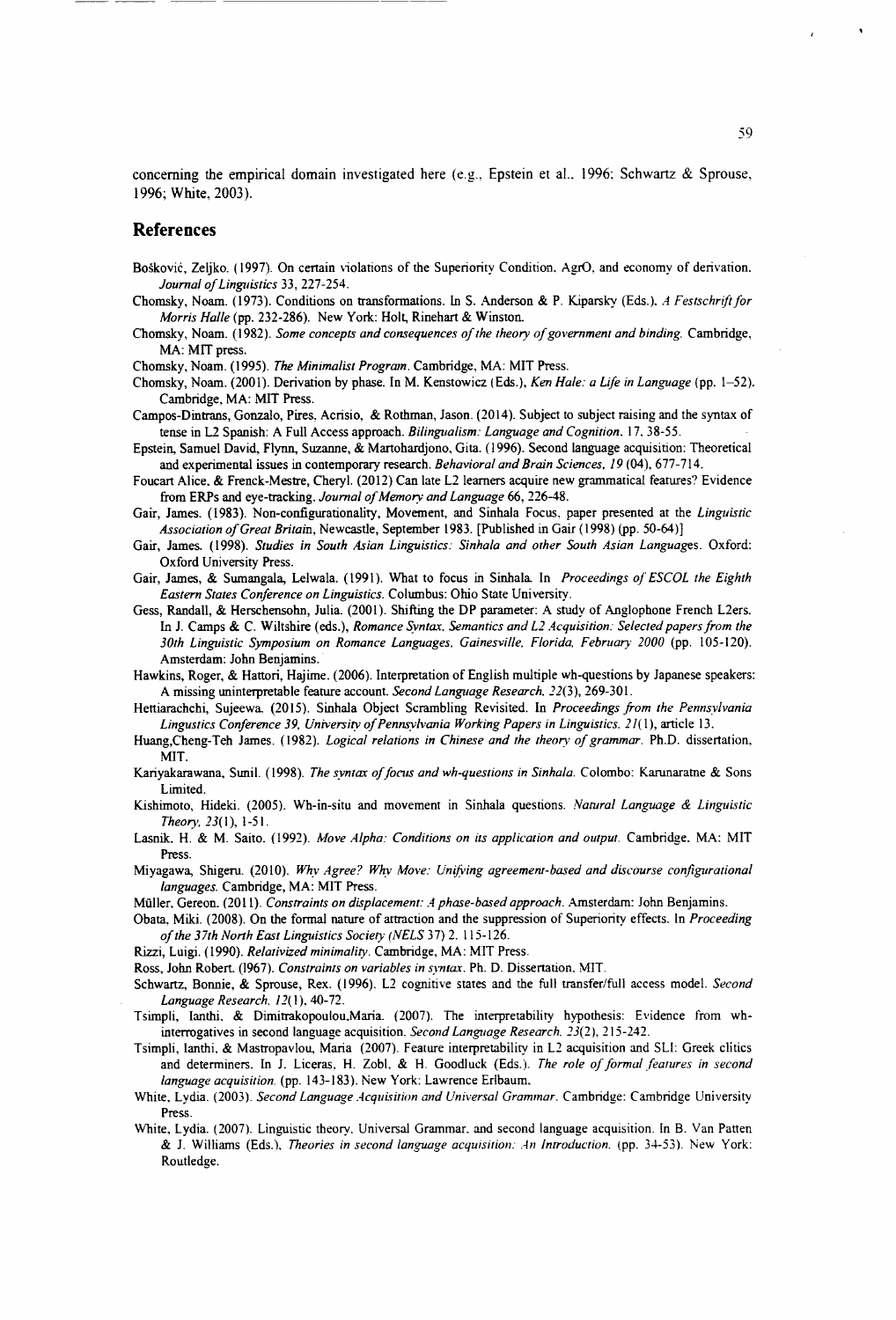concerning the empirical domain investigated here (e.g., Epstein et al., 1996; Schwartz & Sprouse, 1996; White, 2003).

## References

Bošković, Zeljko. (1997). On certain violations of the Superiority Condition, AgrO, and economy of derivation. *Journal of Linguistics* 33, 227-254.

Chomsky, Noam. (1973). Conditions on transformations. In S. Anderson & P. Kiparsky (Eds.), *A Festschrift for Morris Halle* (pp. 232-286). New York: Holt, Rinehart & Winston.

Chomsky, Noam. (1982). *Some concepts and consequences of the theory of government and binding.* Cambridge, MA: MIT press.

Chomsky, Noam. (1995). *The Minimalist Program.* Cambridge, MA: MIT Press.

Chomsky, Noam. (2001). Derivation by phase. In M. Kenstowicz (Eds.), *Ken Hale: a Life in Language* (pp. 1–52). Cambridge, MA: MIT Press.

Campos-Dintrans, Gonzalo, Pires, Acrisio, & Rothman, Jason. (2014). Subject to subject raising and the syntax of tense in L2 Spanish: A Full Access approach. *Bilingualism: Language and Cognition,* 17, 38-55.

Epstein, Samuel David, Flynn, Suzanne, & Martohardjono, Gita. (1996). Second language acquisition: Theoretical and experimental issues in contemporary research. *Behavioral and Brain Sciences, 19* (04), 677-714.

Foucart Alice, & Frenck-Mestre, Cheryl. (2012) Can late L2 learners acquire new grammatical features? Evidence from ERPs and eye-tracking. *Journal of Memory and Language* 66, 226-48.

Gair, James. (1983). Non-configurationality, Movement, and Sinhala Focus, paper presented at the *Linguistic Association of Great Britain,* Newcastle, September 1983. [Published in Gair (1998) (pp. 50-64)]

Gair, James. (1998). *Studies in South Asian Linguistics: Sinhala and other South Asian Languages.* Oxford: Oxford University Press.

Gair, James, & Sumangala, Lelwala. (1991). What to focus in Sinhala. In *Proceedings of ESCOL the Eighth Eastern States Conference on Linguistics.* Columbus: Ohio State University.

Gess, Randall, & Herschensohn, Julia. (2001). Shifting the DP parameter: A study of Anglophone French L2ers. In J. Camps & C. Wiltshire (eds.), *Romance Syntax, Semantics and L2 Acquisition: Selected papers from the 30th Linguistic Symposium on Romance Languages, Gainesville, Florida, February 2000* (pp. 105-120). Amsterdam: John Benjamins.

Hawkins, Roger, & Hattori, Hajime. (2006). Interpretation of English multiple wh-questions by Japanese speakers: A missing uninterpretable feature account. *Second Language Research.* 22(3), 269-301.

Hettiarachchi, Sujeewa. (2015). Sinhala Object Scrambling Revisited. In *Proceedings from the Pennsylvania Lingustics Conference 39, University of Pennsylvania Working Papers in Linguistics.* 21(1), article 13.

Huang,Cheng-Teh James. (1982). *Logical relations in Chinese and the theory of grammar.* Ph.D. dissertation, MIT.

Kariyakarawana, Sunil. (1998). *The syntax of focus and wh-questions in Sinhala.* Colombo: Karunaratne & Sons Limited.

Kishimoto, Hideki. (2005). Wh-in-situ and movement in Sinhala questions. *Natural Language & Linguistic Theory, 23*(1), 1-51.

Lasnik, H. & M. Saito. (1992). *Move Alpha: Conditions on its application and output.* Cambridge, MA: MIT Press.

Miyagawa, Shigeru. (2010). *Why Agree? Why Move: Unifying agreement-based and discourse configurational languages.* Cambridge, MA: MIT Press.

Müller, Gereon. (2011). *Constraints on displacement: A phase-based approach.* Amsterdam: John Benjamins.

Obata, Miki. (2008). On the formal nature of attraction and the suppression of Superiority effects. In *Proceeding of the 37th North East Linguistics Society (NELS 37)* 2. 115-126.

Rizzi, Luigi. (1990). *Relativized minimality.* Cambridge, MA: MIT Press.

Ross, John Robert. (1967). *Constraints on variables in syntax.* Ph. D. Dissertation, MIT.

Schwartz, Bonnie, & Sprouse, Rex. (1996). L2 cognitive states and the full transfer/full access model. *Second Language Research, 12*(1), 40-72.

Tsimpli, Ianthi, & Dimitrakopoulou,Maria. (2007). The interpretability hypothesis: Evidence from wh-interrogatives in second language acquisition. *Second Language Research.* 23(2), 215-242.

Tsimpli, Ianthi, & Mastropavlou, Maria (2007). Feature interpretability in L2 acquisition and SLI: Greek clitics and determiners. In J. Liceras, H. Zobl, & H. Goodluck (Eds.). *The role of formal features in second language acquisition.* (pp. 143-183). New York: Lawrence Erlbaum.

White, Lydia. (2003). *Second Language Acquisition and Universal Grammar.* Cambridge: Cambridge University Press.

White, Lydia. (2007). Linguistic theory, Universal Grammar, and second language acquisition. In B. Van Patten & J. Williams (Eds.), *Theories in second language acquisition: An Introduction.* (pp. 34-53). New York: Routledge.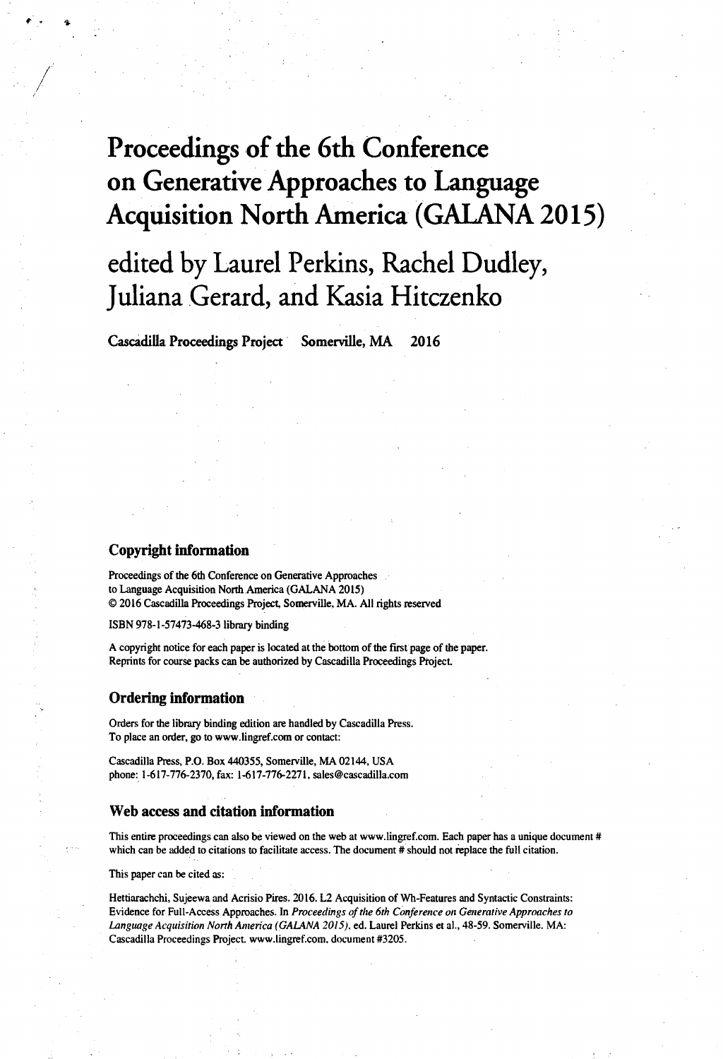# Proceedings of the 6th Conference on Generative Approaches to Language Acquisition North America (GALANA 2015)

## edited by Laurel Perkins, Rachel Dudley, Juliana Gerard, and Kasia Hitczenko

**Cascadilla Proceedings Project Somerville, MA 2016**

### Copyright information

Proceedings of the 6th Conference on Generative Approaches to Language Acquisition North America (GALANA 2015)
© 2016 Cascadilla Proceedings Project, Somerville, MA. All rights reserved

ISBN 978-1-57473-468-3 library binding

A copyright notice for each paper is located at the bottom of the first page of the paper.
Reprints for course packs can be authorized by Cascadilla Proceedings Project.

### Ordering information

Orders for the library binding edition are handled by Cascadilla Press.
To place an order, go to www.lingref.com or contact:

Cascadilla Press, P.O. Box 440355, Somerville, MA 02144, USA
phone: 1-617-776-2370, fax: 1-617-776-2271, sales@cascadilla.com

### Web access and citation information

This entire proceedings can also be viewed on the web at www.lingref.com. Each paper has a unique document # which can be added to citations to facilitate access. The document # should not replace the full citation.

This paper can be cited as:

Hettiarachchi, Sujeewa and Acrisio Pires. 2016. L2 Acquisition of Wh-Features and Syntactic Constraints: Evidence for Full-Access Approaches. In *Proceedings of the 6th Conference on Generative Approaches to Language Acquisition North America (GALANA 2015)*, ed. Laurel Perkins et al., 48-59. Somerville, MA: Cascadilla Proceedings Project. www.lingref.com, document #3205.